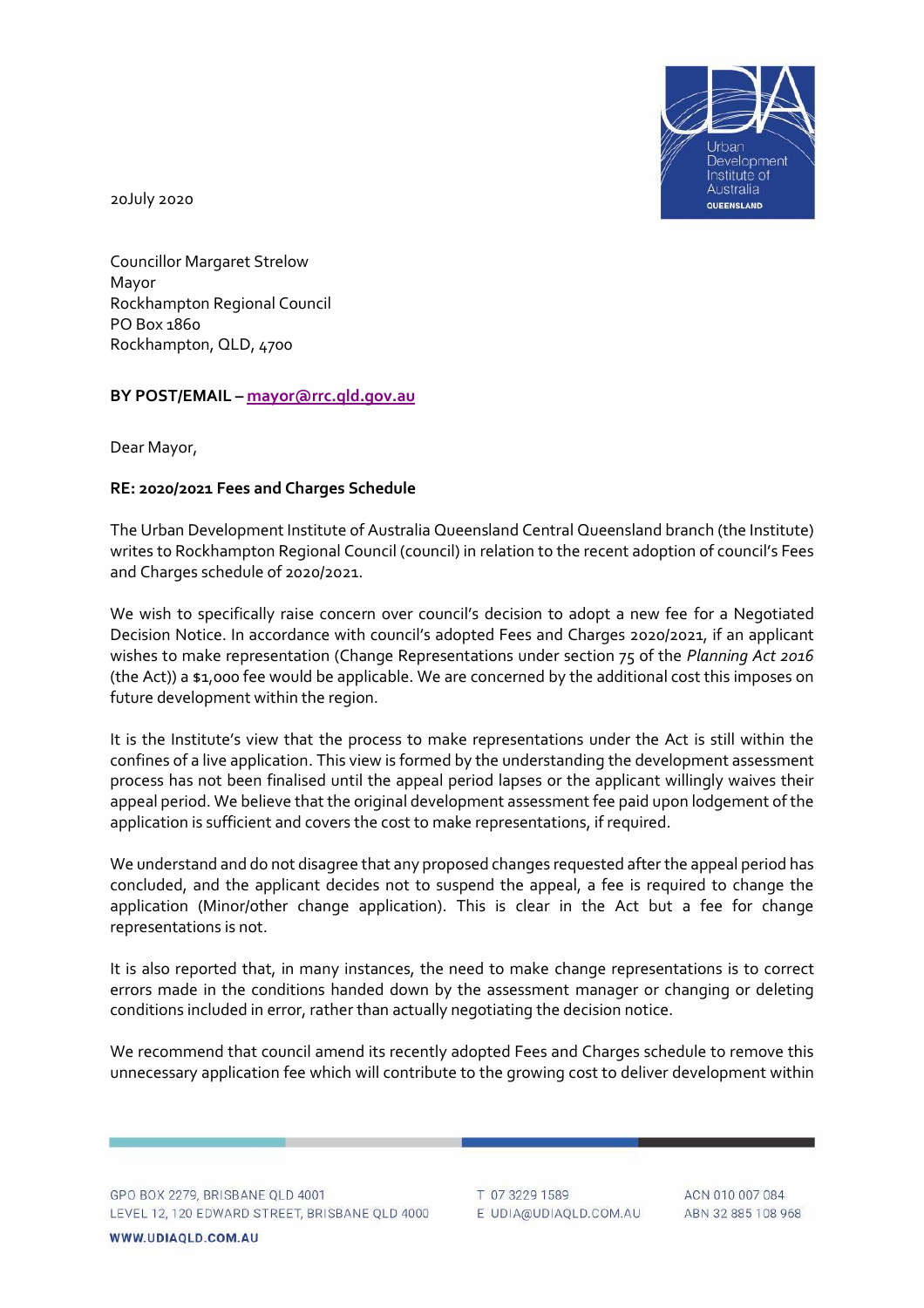20July 2020

Councillor Margaret Strelow
Mayor
Rockhampton Regional Council
PO Box 1860
Rockhampton, QLD, 4700

**BY POST/EMAIL – mayor@rrc.qld.gov.au**

Dear Mayor,

**RE: 2020/2021 Fees and Charges Schedule**

The Urban Development Institute of Australia Queensland Central Queensland branch (the Institute) writes to Rockhampton Regional Council (council) in relation to the recent adoption of council's Fees and Charges schedule of 2020/2021.

We wish to specifically raise concern over council's decision to adopt a new fee for a Negotiated Decision Notice. In accordance with council's adopted Fees and Charges 2020/2021, if an applicant wishes to make representation (Change Representations under section 75 of the *Planning Act 2016* (the Act)) a $1,000 fee would be applicable. We are concerned by the additional cost this imposes on future development within the region.

It is the Institute's view that the process to make representations under the Act is still within the confines of a live application. This view is formed by the understanding the development assessment process has not been finalised until the appeal period lapses or the applicant willingly waives their appeal period. We believe that the original development assessment fee paid upon lodgement of the application is sufficient and covers the cost to make representations, if required.

We understand and do not disagree that any proposed changes requested after the appeal period has concluded, and the applicant decides not to suspend the appeal, a fee is required to change the application (Minor/other change application). This is clear in the Act but a fee for change representations is not.

It is also reported that, in many instances, the need to make change representations is to correct errors made in the conditions handed down by the assessment manager or changing or deleting conditions included in error, rather than actually negotiating the decision notice.

We recommend that council amend its recently adopted Fees and Charges schedule to remove this unnecessary application fee which will contribute to the growing cost to deliver development within

GPO BOX 2279, BRISBANE QLD 4001
LEVEL 12, 120 EDWARD STREET, BRISBANE QLD 4000
WWW.UDIAQLD.COM.AU

T 07 3229 1589
E UDIA@UDIAQLD.COM.AU

ACN 010 007 084
ABN 32 885 108 968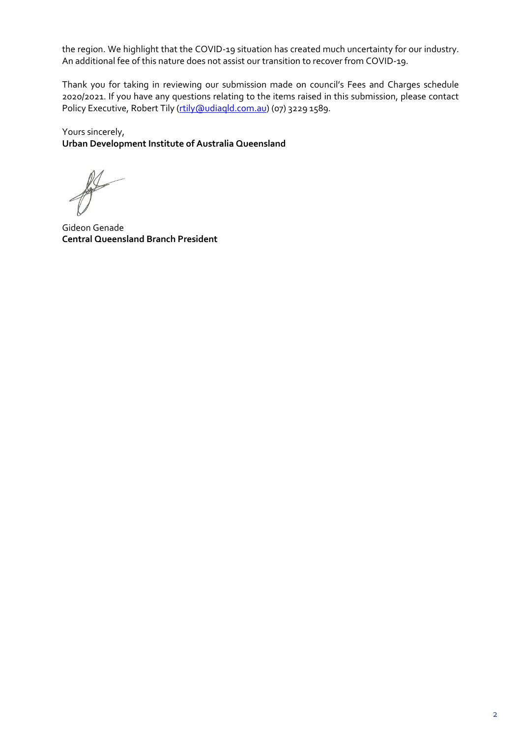the region. We highlight that the COVID-19 situation has created much uncertainty for our industry. An additional fee of this nature does not assist our transition to recover from COVID-19.

Thank you for taking in reviewing our submission made on council's Fees and Charges schedule 2020/2021. If you have any questions relating to the items raised in this submission, please contact Policy Executive, Robert Tily (rtily@udiaqld.com.au) (07) 3229 1589.

Yours sincerely,
**Urban Development Institute of Australia Queensland**

Gideon Genade
**Central Queensland Branch President**